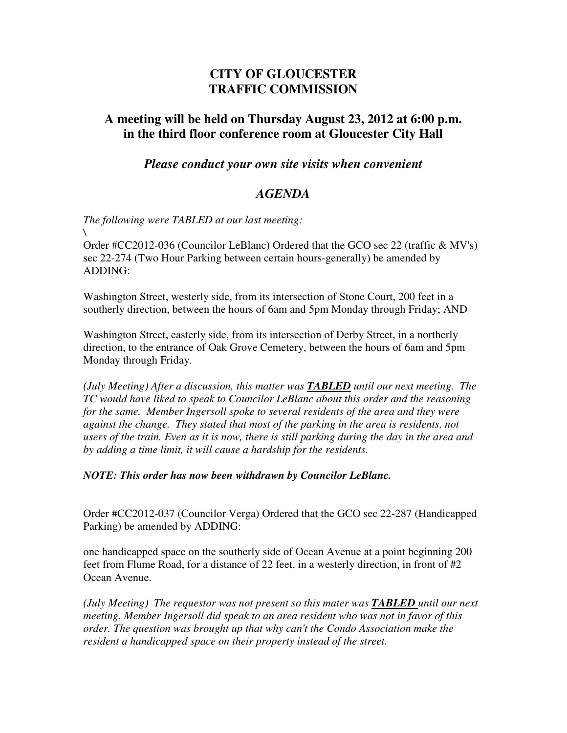# CITY OF GLOUCESTER
# TRAFFIC COMMISSION

## A meeting will be held on Thursday August 23, 2012 at 6:00 p.m. in the third floor conference room at Gloucester City Hall

### *Please conduct your own site visits when convenient*

### *AGENDA*

*The following were TABLED at our last meeting:*

\

Order #CC2012-036 (Councilor LeBlanc) Ordered that the GCO sec 22 (traffic & MV's) sec 22-274 (Two Hour Parking between certain hours-generally) be amended by ADDING:

Washington Street, westerly side, from its intersection of Stone Court, 200 feet in a southerly direction, between the hours of 6am and 5pm Monday through Friday; AND

Washington Street, easterly side, from its intersection of Derby Street, in a northerly direction, to the entrance of Oak Grove Cemetery, between the hours of 6am and 5pm Monday through Friday.

*(July Meeting) After a discussion, this matter was **TABLED** until our next meeting. The TC would have liked to speak to Councilor LeBlanc about this order and the reasoning for the same. Member Ingersoll spoke to several residents of the area and they were against the change. They stated that most of the parking in the area is residents, not users of the train. Even as it is now, there is still parking during the day in the area and by adding a time limit, it will cause a hardship for the residents.*

***NOTE: This order has now been withdrawn by Councilor LeBlanc.***

Order #CC2012-037 (Councilor Verga) Ordered that the GCO sec 22-287 (Handicapped Parking) be amended by ADDING:

one handicapped space on the southerly side of Ocean Avenue at a point beginning 200 feet from Flume Road, for a distance of 22 feet, in a westerly direction, in front of #2 Ocean Avenue.

*(July Meeting) The requestor was not present so this mater was **TABLED** until our next meeting. Member Ingersoll did speak to an area resident who was not in favor of this order. The question was brought up that why can't the Condo Association make the resident a handicapped space on their property instead of the street.*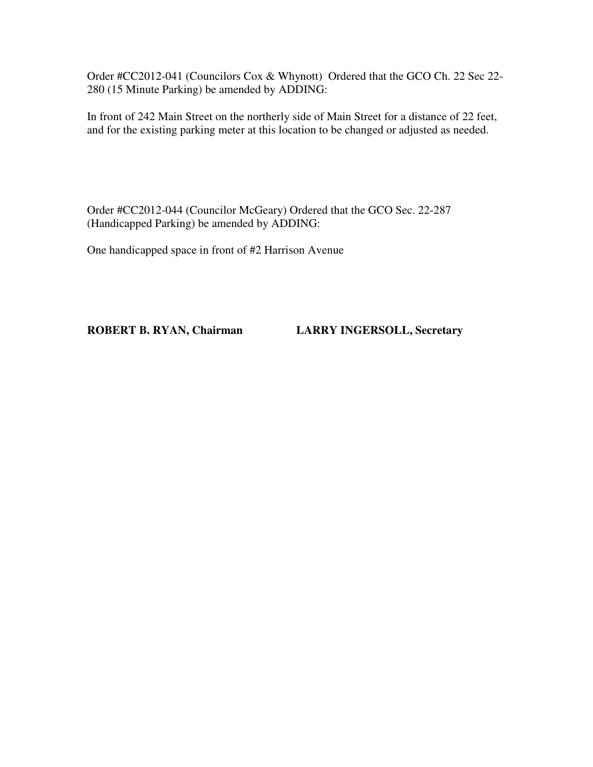Order #CC2012-041 (Councilors Cox & Whynott) Ordered that the GCO Ch. 22 Sec 22-280 (15 Minute Parking) be amended by ADDING:

In front of 242 Main Street on the northerly side of Main Street for a distance of 22 feet, and for the existing parking meter at this location to be changed or adjusted as needed.

Order #CC2012-044 (Councilor McGeary) Ordered that the GCO Sec. 22-287 (Handicapped Parking) be amended by ADDING:

One handicapped space in front of #2 Harrison Avenue

**ROBERT B. RYAN, Chairman** **LARRY INGERSOLL, Secretary**